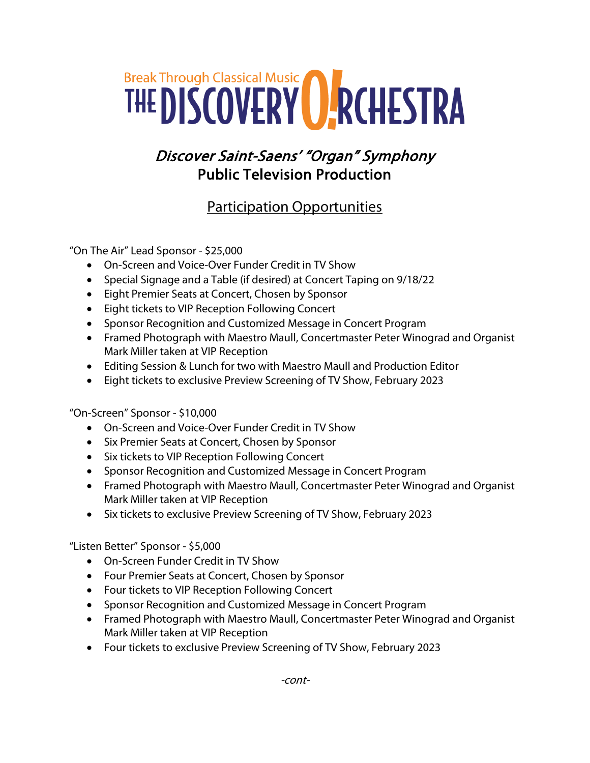Break Through Classical Music

# THE DISCOVERY ORCHESTRA

## *Discover Saint-Saens' "Organ" Symphony*
## Public Television Production

### Participation Opportunities

"On The Air" Lead Sponsor - $25,000

- On-Screen and Voice-Over Funder Credit in TV Show
- Special Signage and a Table (if desired) at Concert Taping on 9/18/22
- Eight Premier Seats at Concert, Chosen by Sponsor
- Eight tickets to VIP Reception Following Concert
- Sponsor Recognition and Customized Message in Concert Program
- Framed Photograph with Maestro Maull, Concertmaster Peter Winograd and Organist Mark Miller taken at VIP Reception
- Editing Session & Lunch for two with Maestro Maull and Production Editor
- Eight tickets to exclusive Preview Screening of TV Show, February 2023

"On-Screen" Sponsor - $10,000

- On-Screen and Voice-Over Funder Credit in TV Show
- Six Premier Seats at Concert, Chosen by Sponsor
- Six tickets to VIP Reception Following Concert
- Sponsor Recognition and Customized Message in Concert Program
- Framed Photograph with Maestro Maull, Concertmaster Peter Winograd and Organist Mark Miller taken at VIP Reception
- Six tickets to exclusive Preview Screening of TV Show, February 2023

"Listen Better" Sponsor - $5,000

- On-Screen Funder Credit in TV Show
- Four Premier Seats at Concert, Chosen by Sponsor
- Four tickets to VIP Reception Following Concert
- Sponsor Recognition and Customized Message in Concert Program
- Framed Photograph with Maestro Maull, Concertmaster Peter Winograd and Organist Mark Miller taken at VIP Reception
- Four tickets to exclusive Preview Screening of TV Show, February 2023

*-cont-*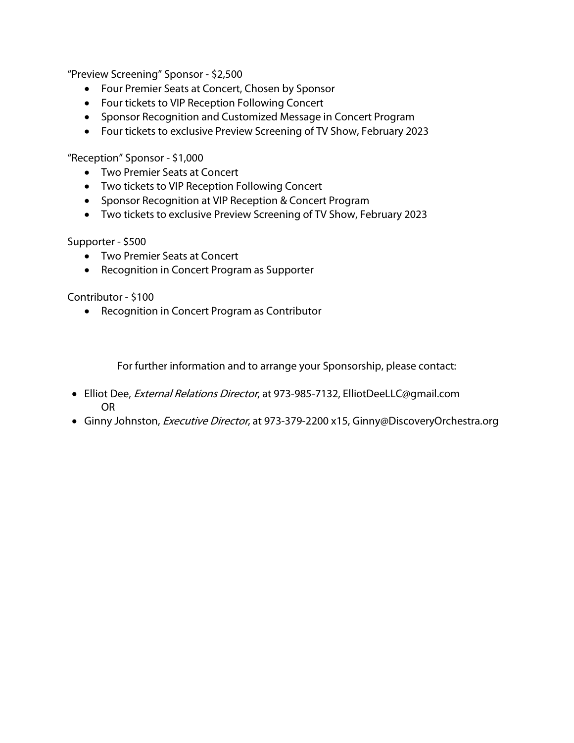"Preview Screening" Sponsor - $2,500

- Four Premier Seats at Concert, Chosen by Sponsor
- Four tickets to VIP Reception Following Concert
- Sponsor Recognition and Customized Message in Concert Program
- Four tickets to exclusive Preview Screening of TV Show, February 2023

"Reception" Sponsor - $1,000

- Two Premier Seats at Concert
- Two tickets to VIP Reception Following Concert
- Sponsor Recognition at VIP Reception & Concert Program
- Two tickets to exclusive Preview Screening of TV Show, February 2023

Supporter - $500

- Two Premier Seats at Concert
- Recognition in Concert Program as Supporter

Contributor - $100

- Recognition in Concert Program as Contributor

For further information and to arrange your Sponsorship, please contact:

- Elliot Dee, *External Relations Director*, at 973-985-7132, ElliotDeeLLC@gmail.com
  OR
- Ginny Johnston, *Executive Director*, at 973-379-2200 x15, Ginny@DiscoveryOrchestra.org